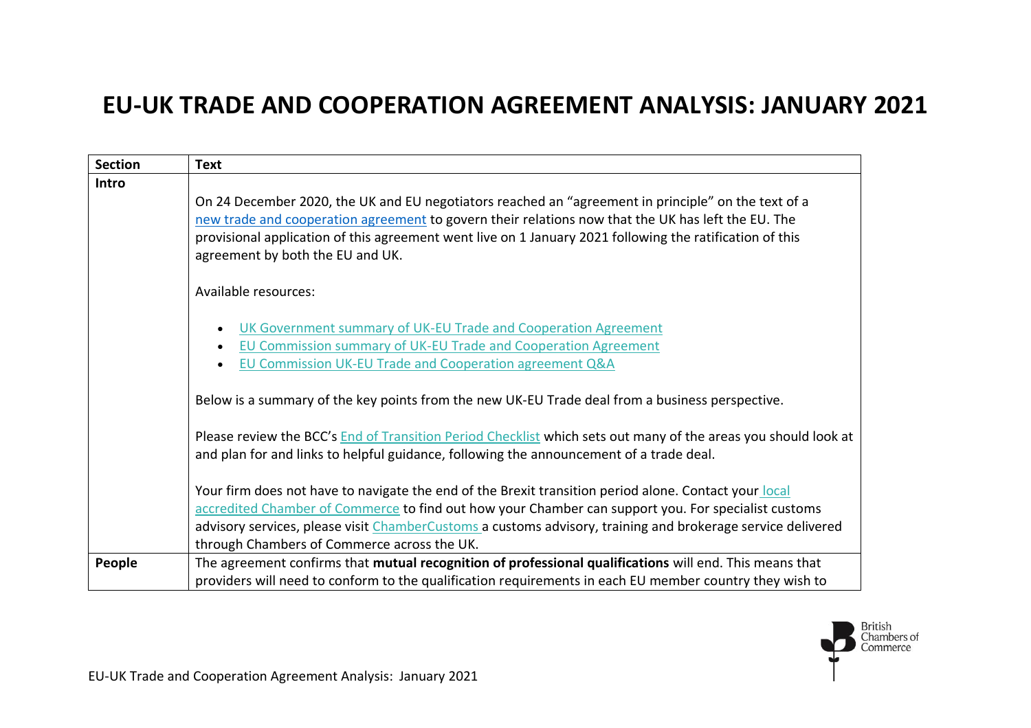# EU-UK TRADE AND COOPERATION AGREEMENT ANALYSIS: JANUARY 2021

| Section | Text |
|---|---|
| **Intro** | On 24 December 2020, the UK and EU negotiators reached an "agreement in principle" on the text of a new trade and cooperation agreement to govern their relations now that the UK has left the EU. The provisional application of this agreement went live on 1 January 2021 following the ratification of this agreement by both the EU and UK.<br><br>Available resources:<br><br>• UK Government summary of UK-EU Trade and Cooperation Agreement<br>• EU Commission summary of UK-EU Trade and Cooperation Agreement<br>• EU Commission UK-EU Trade and Cooperation agreement Q&A<br><br>Below is a summary of the key points from the new UK-EU Trade deal from a business perspective.<br><br>Please review the BCC's End of Transition Period Checklist which sets out many of the areas you should look at and plan for and links to helpful guidance, following the announcement of a trade deal.<br><br>Your firm does not have to navigate the end of the Brexit transition period alone. Contact your local accredited Chamber of Commerce to find out how your Chamber can support you. For specialist customs advisory services, please visit ChamberCustoms a customs advisory, training and brokerage service delivered through Chambers of Commerce across the UK. |
| **People** | The agreement confirms that **mutual recognition of professional qualifications** will end. This means that providers will need to conform to the qualification requirements in each EU member country they wish to |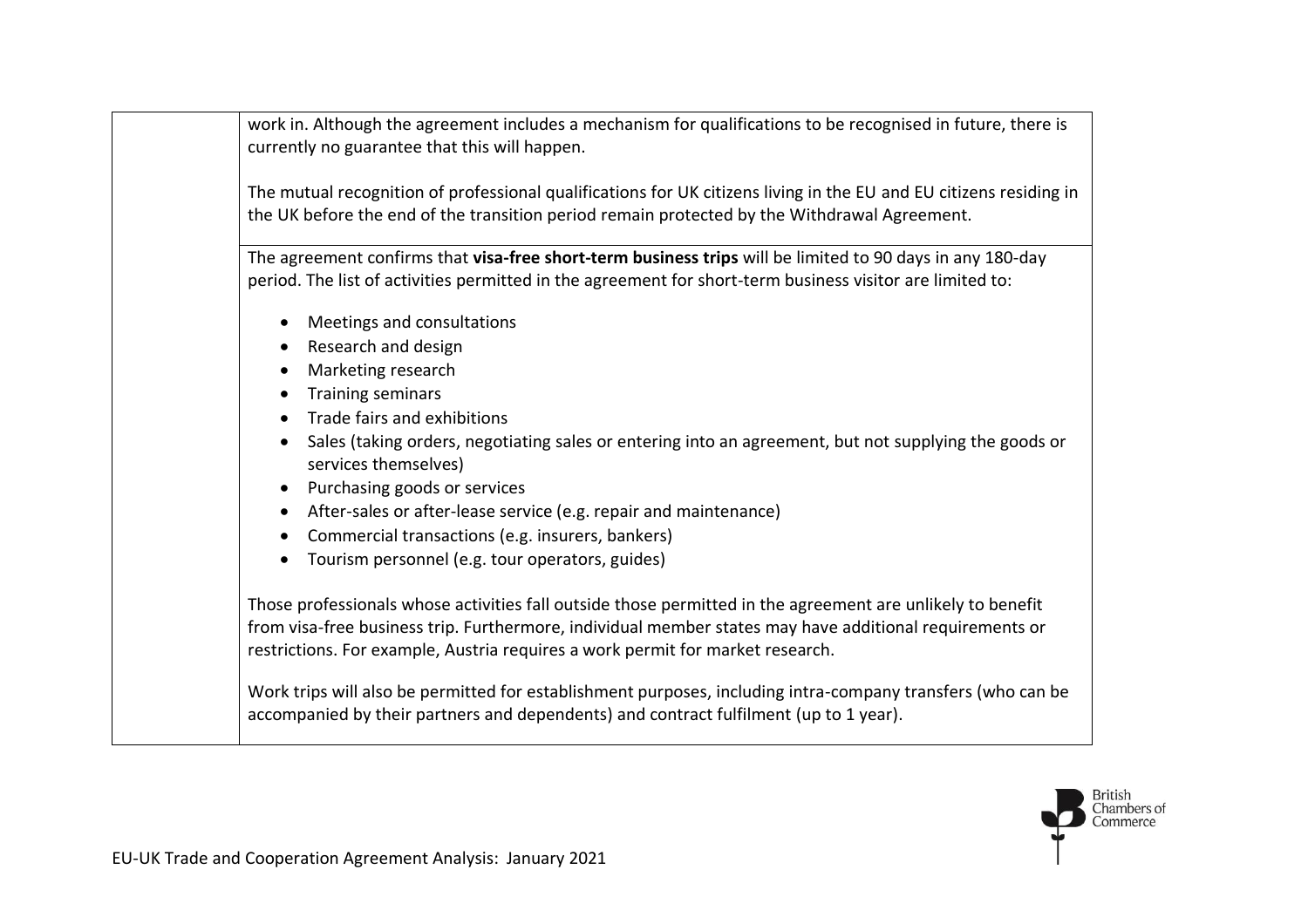| | |
|---|---|
| | work in. Although the agreement includes a mechanism for qualifications to be recognised in future, there is currently no guarantee that this will happen.<br><br>The mutual recognition of professional qualifications for UK citizens living in the EU and EU citizens residing in the UK before the end of the transition period remain protected by the Withdrawal Agreement. |
| | The agreement confirms that **visa-free short-term business trips** will be limited to 90 days in any 180-day period. The list of activities permitted in the agreement for short-term business visitor are limited to:<br><br>• Meetings and consultations<br>• Research and design<br>• Marketing research<br>• Training seminars<br>• Trade fairs and exhibitions<br>• Sales (taking orders, negotiating sales or entering into an agreement, but not supplying the goods or services themselves)<br>• Purchasing goods or services<br>• After-sales or after-lease service (e.g. repair and maintenance)<br>• Commercial transactions (e.g. insurers, bankers)<br>• Tourism personnel (e.g. tour operators, guides)<br><br>Those professionals whose activities fall outside those permitted in the agreement are unlikely to benefit from visa-free business trip. Furthermore, individual member states may have additional requirements or restrictions. For example, Austria requires a work permit for market research.<br><br>Work trips will also be permitted for establishment purposes, including intra-company transfers (who can be accompanied by their partners and dependents) and contract fulfilment (up to 1 year). |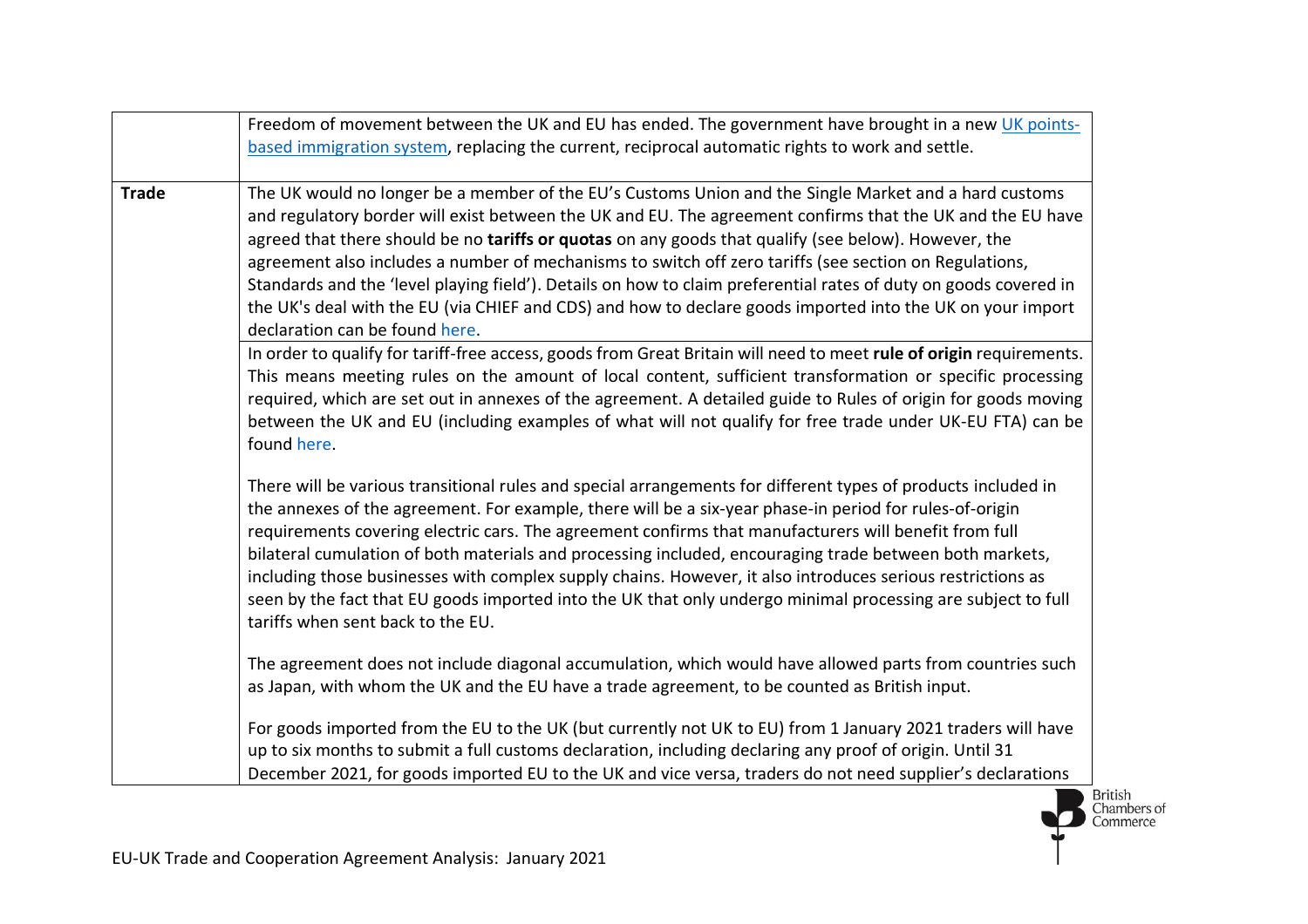| | |
|---|---|
| | Freedom of movement between the UK and EU has ended. The government have brought in a new [UK points-based immigration system](), replacing the current, reciprocal automatic rights to work and settle. |
| **Trade** | The UK would no longer be a member of the EU's Customs Union and the Single Market and a hard customs and regulatory border will exist between the UK and EU. The agreement confirms that the UK and the EU have agreed that there should be no **tariffs or quotas** on any goods that qualify (see below). However, the agreement also includes a number of mechanisms to switch off zero tariffs (see section on Regulations, Standards and the 'level playing field'). Details on how to claim preferential rates of duty on goods covered in the UK's deal with the EU (via CHIEF and CDS) and how to declare goods imported into the UK on your import declaration can be found [here](). |
| | In order to qualify for tariff-free access, goods from Great Britain will need to meet **rule of origin** requirements. This means meeting rules on the amount of local content, sufficient transformation or specific processing required, which are set out in annexes of the agreement. A detailed guide to Rules of origin for goods moving between the UK and EU (including examples of what will not qualify for free trade under UK-EU FTA) can be found [here](). <br><br> There will be various transitional rules and special arrangements for different types of products included in the annexes of the agreement. For example, there will be a six-year phase-in period for rules-of-origin requirements covering electric cars. The agreement confirms that manufacturers will benefit from full bilateral cumulation of both materials and processing included, encouraging trade between both markets, including those businesses with complex supply chains. However, it also introduces serious restrictions as seen by the fact that EU goods imported into the UK that only undergo minimal processing are subject to full tariffs when sent back to the EU. <br><br> The agreement does not include diagonal accumulation, which would have allowed parts from countries such as Japan, with whom the UK and the EU have a trade agreement, to be counted as British input. <br><br> For goods imported from the EU to the UK (but currently not UK to EU) from 1 January 2021 traders will have up to six months to submit a full customs declaration, including declaring any proof of origin. Until 31 December 2021, for goods imported EU to the UK and vice versa, traders do not need supplier's declarations |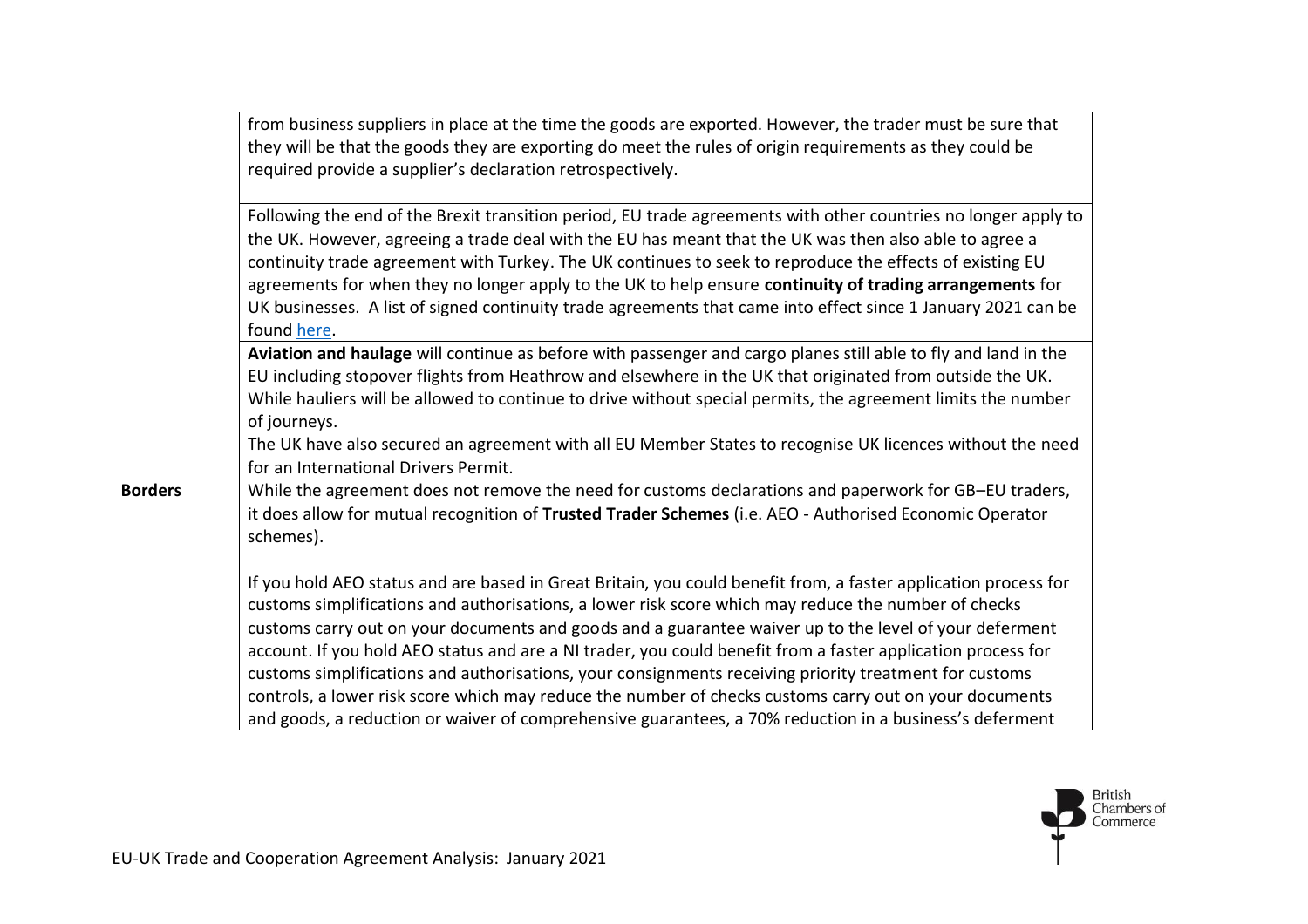| | |
|---|---|
| | from business suppliers in place at the time the goods are exported. However, the trader must be sure that they will be that the goods they are exporting do meet the rules of origin requirements as they could be required provide a supplier's declaration retrospectively. |
| | Following the end of the Brexit transition period, EU trade agreements with other countries no longer apply to the UK. However, agreeing a trade deal with the EU has meant that the UK was then also able to agree a continuity trade agreement with Turkey. The UK continues to seek to reproduce the effects of existing EU agreements for when they no longer apply to the UK to help ensure **continuity of trading arrangements** for UK businesses. A list of signed continuity trade agreements that came into effect since 1 January 2021 can be found here. |
| | **Aviation and haulage** will continue as before with passenger and cargo planes still able to fly and land in the EU including stopover flights from Heathrow and elsewhere in the UK that originated from outside the UK. While hauliers will be allowed to continue to drive without special permits, the agreement limits the number of journeys.<br>The UK have also secured an agreement with all EU Member States to recognise UK licences without the need for an International Drivers Permit. |
| **Borders** | While the agreement does not remove the need for customs declarations and paperwork for GB–EU traders, it does allow for mutual recognition of **Trusted Trader Schemes** (i.e. AEO - Authorised Economic Operator schemes).<br><br>If you hold AEO status and are based in Great Britain, you could benefit from, a faster application process for customs simplifications and authorisations, a lower risk score which may reduce the number of checks customs carry out on your documents and goods and a guarantee waiver up to the level of your deferment account. If you hold AEO status and are a NI trader, you could benefit from a faster application process for customs simplifications and authorisations, your consignments receiving priority treatment for customs controls, a lower risk score which may reduce the number of checks customs carry out on your documents and goods, a reduction or waiver of comprehensive guarantees, a 70% reduction in a business's deferment |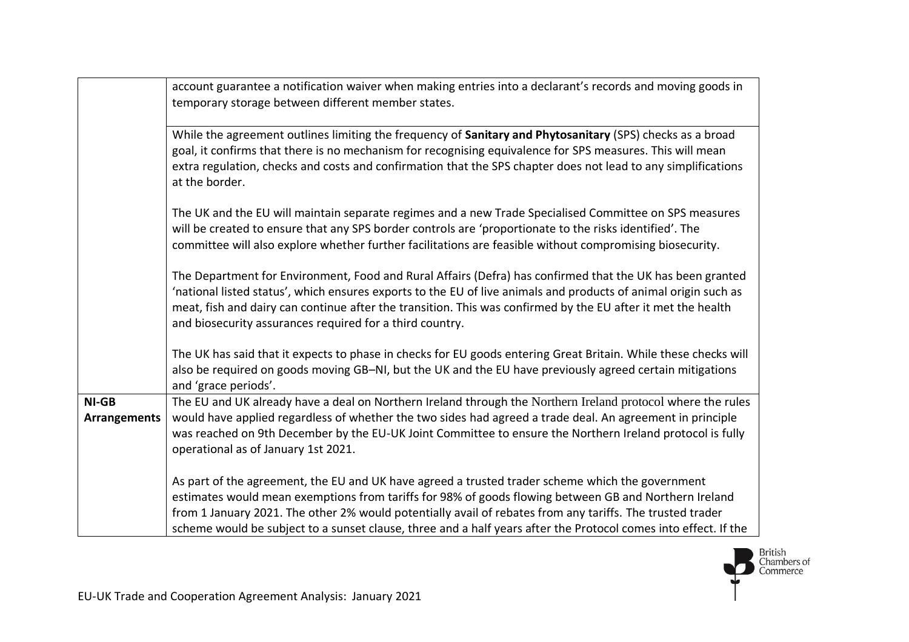| | |
|---|---|
| | account guarantee a notification waiver when making entries into a declarant's records and moving goods in temporary storage between different member states.<br><br>While the agreement outlines limiting the frequency of **Sanitary and Phytosanitary** (SPS) checks as a broad goal, it confirms that there is no mechanism for recognising equivalence for SPS measures. This will mean extra regulation, checks and costs and confirmation that the SPS chapter does not lead to any simplifications at the border.<br><br>The UK and the EU will maintain separate regimes and a new Trade Specialised Committee on SPS measures will be created to ensure that any SPS border controls are 'proportionate to the risks identified'. The committee will also explore whether further facilitations are feasible without compromising biosecurity.<br><br>The Department for Environment, Food and Rural Affairs (Defra) has confirmed that the UK has been granted 'national listed status', which ensures exports to the EU of live animals and products of animal origin such as meat, fish and dairy can continue after the transition. This was confirmed by the EU after it met the health and biosecurity assurances required for a third country.<br><br>The UK has said that it expects to phase in checks for EU goods entering Great Britain. While these checks will also be required on goods moving GB–NI, but the UK and the EU have previously agreed certain mitigations and 'grace periods'. |
| **NI-GB Arrangements** | The EU and UK already have a deal on Northern Ireland through the Northern Ireland protocol where the rules would have applied regardless of whether the two sides had agreed a trade deal. An agreement in principle was reached on 9th December by the EU-UK Joint Committee to ensure the Northern Ireland protocol is fully operational as of January 1st 2021.<br><br>As part of the agreement, the EU and UK have agreed a trusted trader scheme which the government estimates would mean exemptions from tariffs for 98% of goods flowing between GB and Northern Ireland from 1 January 2021. The other 2% would potentially avail of rebates from any tariffs. The trusted trader scheme would be subject to a sunset clause, three and a half years after the Protocol comes into effect. If the |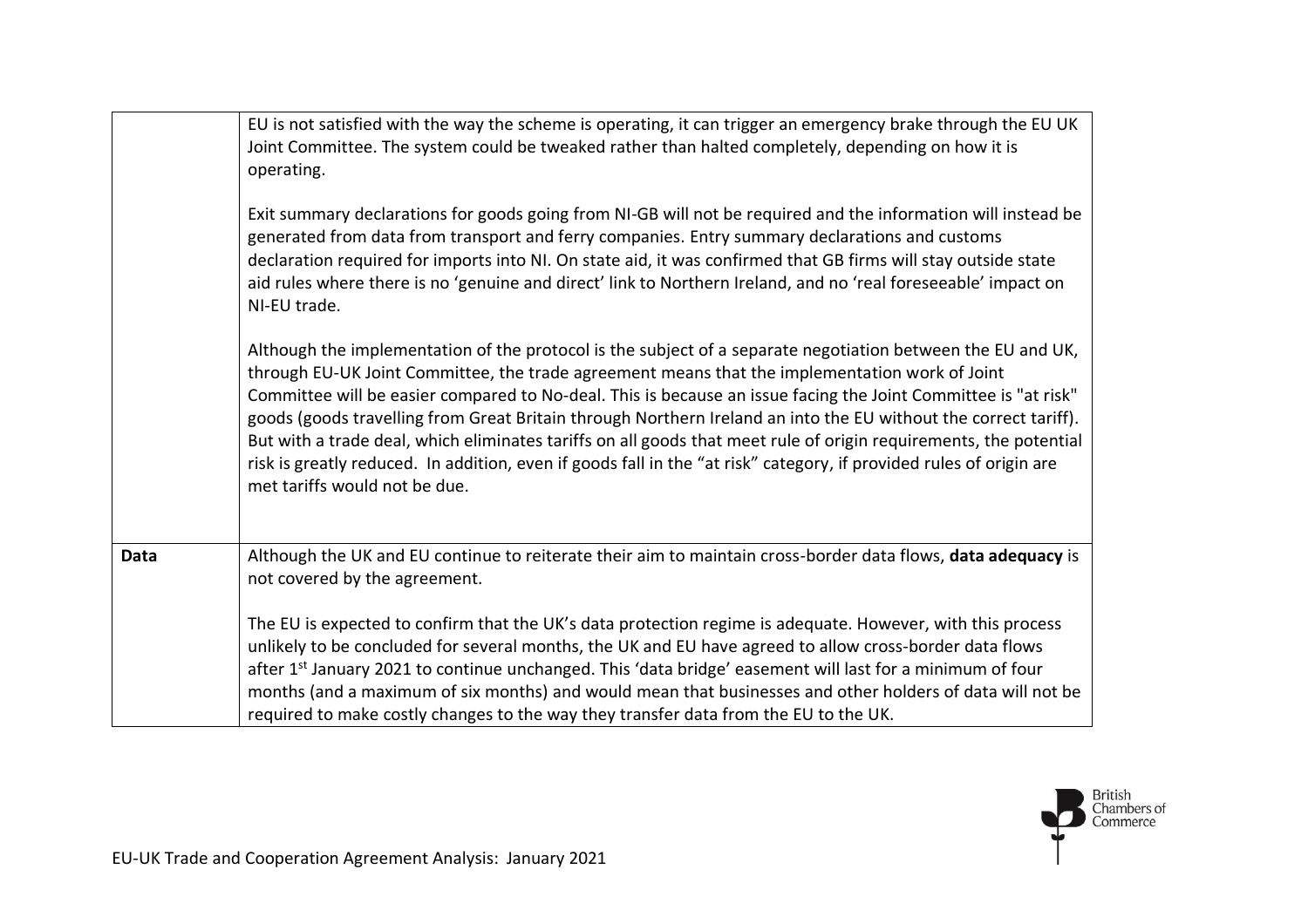| | |
|---|---|
| | EU is not satisfied with the way the scheme is operating, it can trigger an emergency brake through the EU UK Joint Committee. The system could be tweaked rather than halted completely, depending on how it is operating.<br><br>Exit summary declarations for goods going from NI-GB will not be required and the information will instead be generated from data from transport and ferry companies. Entry summary declarations and customs declaration required for imports into NI. On state aid, it was confirmed that GB firms will stay outside state aid rules where there is no 'genuine and direct' link to Northern Ireland, and no 'real foreseeable' impact on NI-EU trade.<br><br>Although the implementation of the protocol is the subject of a separate negotiation between the EU and UK, through EU-UK Joint Committee, the trade agreement means that the implementation work of Joint Committee will be easier compared to No-deal. This is because an issue facing the Joint Committee is "at risk" goods (goods travelling from Great Britain through Northern Ireland an into the EU without the correct tariff). But with a trade deal, which eliminates tariffs on all goods that meet rule of origin requirements, the potential risk is greatly reduced. In addition, even if goods fall in the "at risk" category, if provided rules of origin are met tariffs would not be due. |
| **Data** | Although the UK and EU continue to reiterate their aim to maintain cross-border data flows, **data adequacy** is not covered by the agreement.<br><br>The EU is expected to confirm that the UK's data protection regime is adequate. However, with this process unlikely to be concluded for several months, the UK and EU have agreed to allow cross-border data flows after 1st January 2021 to continue unchanged. This 'data bridge' easement will last for a minimum of four months (and a maximum of six months) and would mean that businesses and other holders of data will not be required to make costly changes to the way they transfer data from the EU to the UK. |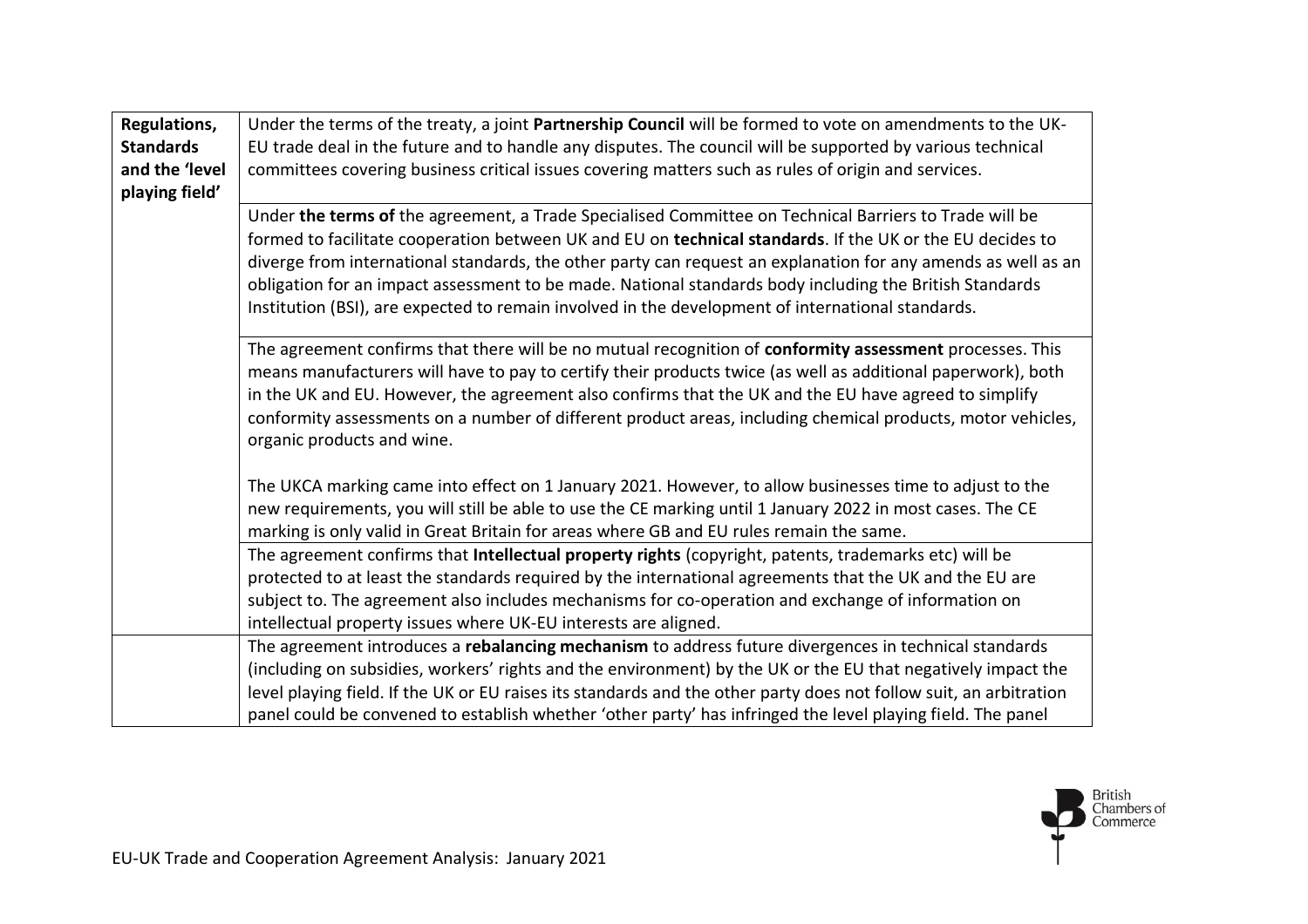| | |
|---|---|
| **Regulations, Standards and the 'level playing field'** | Under the terms of the treaty, a joint **Partnership Council** will be formed to vote on amendments to the UK-EU trade deal in the future and to handle any disputes. The council will be supported by various technical committees covering business critical issues covering matters such as rules of origin and services. |
| | Under **the terms of** the agreement, a Trade Specialised Committee on Technical Barriers to Trade will be formed to facilitate cooperation between UK and EU on **technical standards**. If the UK or the EU decides to diverge from international standards, the other party can request an explanation for any amends as well as an obligation for an impact assessment to be made. National standards body including the British Standards Institution (BSI), are expected to remain involved in the development of international standards. |
| | The agreement confirms that there will be no mutual recognition of **conformity assessment** processes. This means manufacturers will have to pay to certify their products twice (as well as additional paperwork), both in the UK and EU. However, the agreement also confirms that the UK and the EU have agreed to simplify conformity assessments on a number of different product areas, including chemical products, motor vehicles, organic products and wine.<br><br>The UKCA marking came into effect on 1 January 2021. However, to allow businesses time to adjust to the new requirements, you will still be able to use the CE marking until 1 January 2022 in most cases. The CE marking is only valid in Great Britain for areas where GB and EU rules remain the same. |
| | The agreement confirms that **Intellectual property rights** (copyright, patents, trademarks etc) will be protected to at least the standards required by the international agreements that the UK and the EU are subject to. The agreement also includes mechanisms for co-operation and exchange of information on intellectual property issues where UK-EU interests are aligned. |
| | The agreement introduces a **rebalancing mechanism** to address future divergences in technical standards (including on subsidies, workers' rights and the environment) by the UK or the EU that negatively impact the level playing field. If the UK or EU raises its standards and the other party does not follow suit, an arbitration panel could be convened to establish whether 'other party' has infringed the level playing field. The panel |

EU-UK Trade and Cooperation Agreement Analysis: January 2021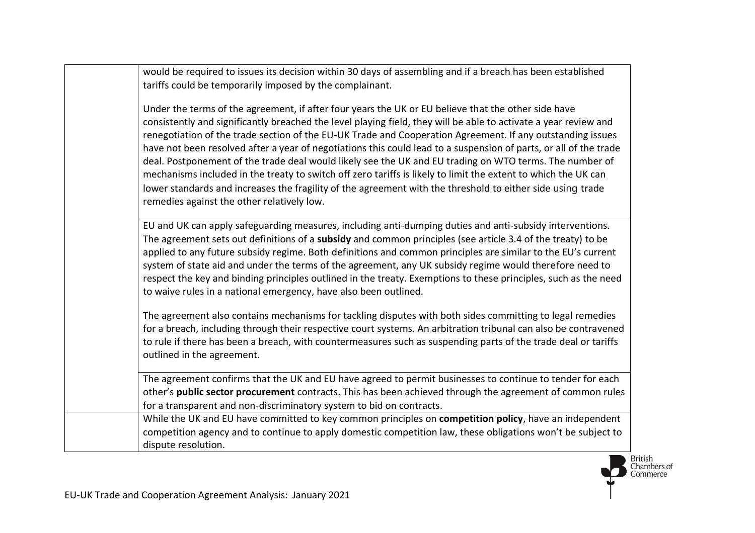| | |
|---|---|
| | would be required to issues its decision within 30 days of assembling and if a breach has been established tariffs could be temporarily imposed by the complainant.<br><br>Under the terms of the agreement, if after four years the UK or EU believe that the other side have consistently and significantly breached the level playing field, they will be able to activate a year review and renegotiation of the trade section of the EU-UK Trade and Cooperation Agreement. If any outstanding issues have not been resolved after a year of negotiations this could lead to a suspension of parts, or all of the trade deal. Postponement of the trade deal would likely see the UK and EU trading on WTO terms. The number of mechanisms included in the treaty to switch off zero tariffs is likely to limit the extent to which the UK can lower standards and increases the fragility of the agreement with the threshold to either side using trade remedies against the other relatively low. |
| | EU and UK can apply safeguarding measures, including anti-dumping duties and anti-subsidy interventions. The agreement sets out definitions of a **subsidy** and common principles (see article 3.4 of the treaty) to be applied to any future subsidy regime. Both definitions and common principles are similar to the EU's current system of state aid and under the terms of the agreement, any UK subsidy regime would therefore need to respect the key and binding principles outlined in the treaty. Exemptions to these principles, such as the need to waive rules in a national emergency, have also been outlined.<br><br>The agreement also contains mechanisms for tackling disputes with both sides committing to legal remedies for a breach, including through their respective court systems. An arbitration tribunal can also be contravened to rule if there has been a breach, with countermeasures such as suspending parts of the trade deal or tariffs outlined in the agreement. |
| | The agreement confirms that the UK and EU have agreed to permit businesses to continue to tender for each other's **public sector procurement** contracts. This has been achieved through the agreement of common rules for a transparent and non-discriminatory system to bid on contracts. |
| | While the UK and EU have committed to key common principles on **competition policy**, have an independent competition agency and to continue to apply domestic competition law, these obligations won't be subject to dispute resolution. |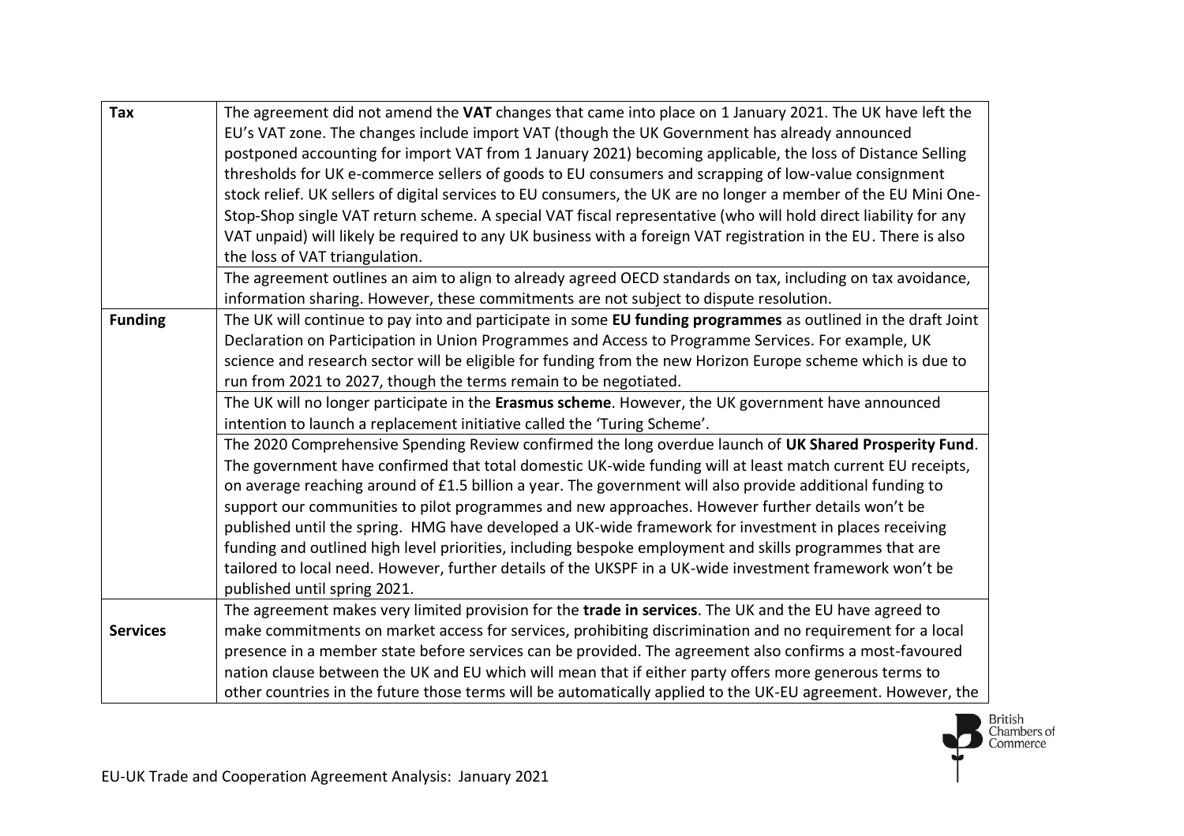| | |
|---|---|
| **Tax** | The agreement did not amend the **VAT** changes that came into place on 1 January 2021. The UK have left the EU's VAT zone. The changes include import VAT (though the UK Government has already announced postponed accounting for import VAT from 1 January 2021) becoming applicable, the loss of Distance Selling thresholds for UK e-commerce sellers of goods to EU consumers and scrapping of low-value consignment stock relief. UK sellers of digital services to EU consumers, the UK are no longer a member of the EU Mini One-Stop-Shop single VAT return scheme. A special VAT fiscal representative (who will hold direct liability for any VAT unpaid) will likely be required to any UK business with a foreign VAT registration in the EU. There is also the loss of VAT triangulation. |
| | The agreement outlines an aim to align to already agreed OECD standards on tax, including on tax avoidance, information sharing. However, these commitments are not subject to dispute resolution. |
| **Funding** | The UK will continue to pay into and participate in some **EU funding programmes** as outlined in the draft Joint Declaration on Participation in Union Programmes and Access to Programme Services. For example, UK science and research sector will be eligible for funding from the new Horizon Europe scheme which is due to run from 2021 to 2027, though the terms remain to be negotiated. |
| | The UK will no longer participate in the **Erasmus scheme**. However, the UK government have announced intention to launch a replacement initiative called the 'Turing Scheme'. |
| | The 2020 Comprehensive Spending Review confirmed the long overdue launch of **UK Shared Prosperity Fund**. The government have confirmed that total domestic UK-wide funding will at least match current EU receipts, on average reaching around of £1.5 billion a year. The government will also provide additional funding to support our communities to pilot programmes and new approaches. However further details won't be published until the spring. HMG have developed a UK-wide framework for investment in places receiving funding and outlined high level priorities, including bespoke employment and skills programmes that are tailored to local need. However, further details of the UKSPF in a UK-wide investment framework won't be published until spring 2021. |
| **Services** | The agreement makes very limited provision for the **trade in services**. The UK and the EU have agreed to make commitments on market access for services, prohibiting discrimination and no requirement for a local presence in a member state before services can be provided. The agreement also confirms a most-favoured nation clause between the UK and EU which will mean that if either party offers more generous terms to other countries in the future those terms will be automatically applied to the UK-EU agreement. However, the |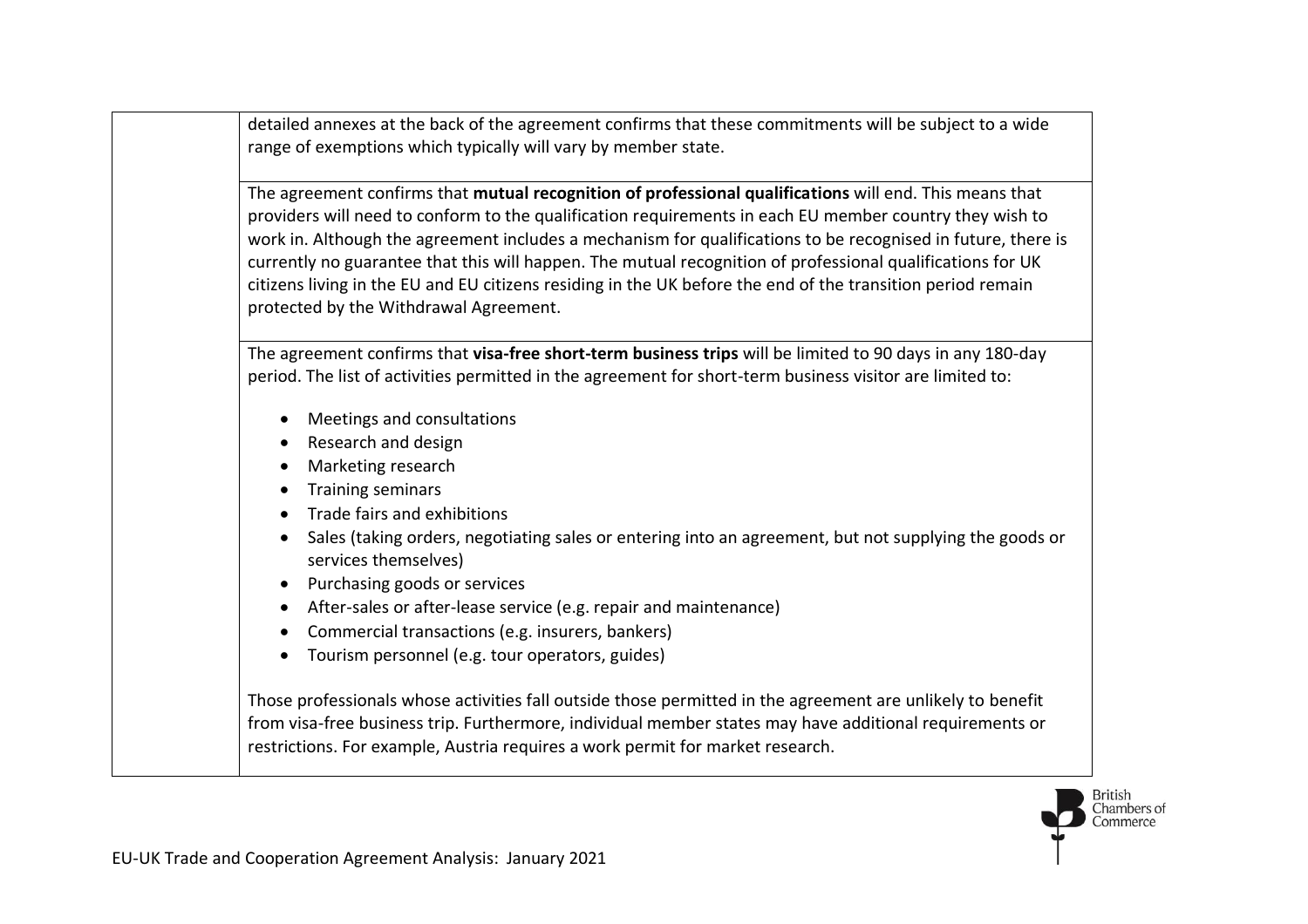| | |
|---|---|
| | detailed annexes at the back of the agreement confirms that these commitments will be subject to a wide range of exemptions which typically will vary by member state. |
| | The agreement confirms that **mutual recognition of professional qualifications** will end. This means that providers will need to conform to the qualification requirements in each EU member country they wish to work in. Although the agreement includes a mechanism for qualifications to be recognised in future, there is currently no guarantee that this will happen. The mutual recognition of professional qualifications for UK citizens living in the EU and EU citizens residing in the UK before the end of the transition period remain protected by the Withdrawal Agreement. |
| | The agreement confirms that **visa-free short-term business trips** will be limited to 90 days in any 180-day period. The list of activities permitted in the agreement for short-term business visitor are limited to:<br><br>• Meetings and consultations<br>• Research and design<br>• Marketing research<br>• Training seminars<br>• Trade fairs and exhibitions<br>• Sales (taking orders, negotiating sales or entering into an agreement, but not supplying the goods or services themselves)<br>• Purchasing goods or services<br>• After-sales or after-lease service (e.g. repair and maintenance)<br>• Commercial transactions (e.g. insurers, bankers)<br>• Tourism personnel (e.g. tour operators, guides)<br><br>Those professionals whose activities fall outside those permitted in the agreement are unlikely to benefit from visa-free business trip. Furthermore, individual member states may have additional requirements or restrictions. For example, Austria requires a work permit for market research. |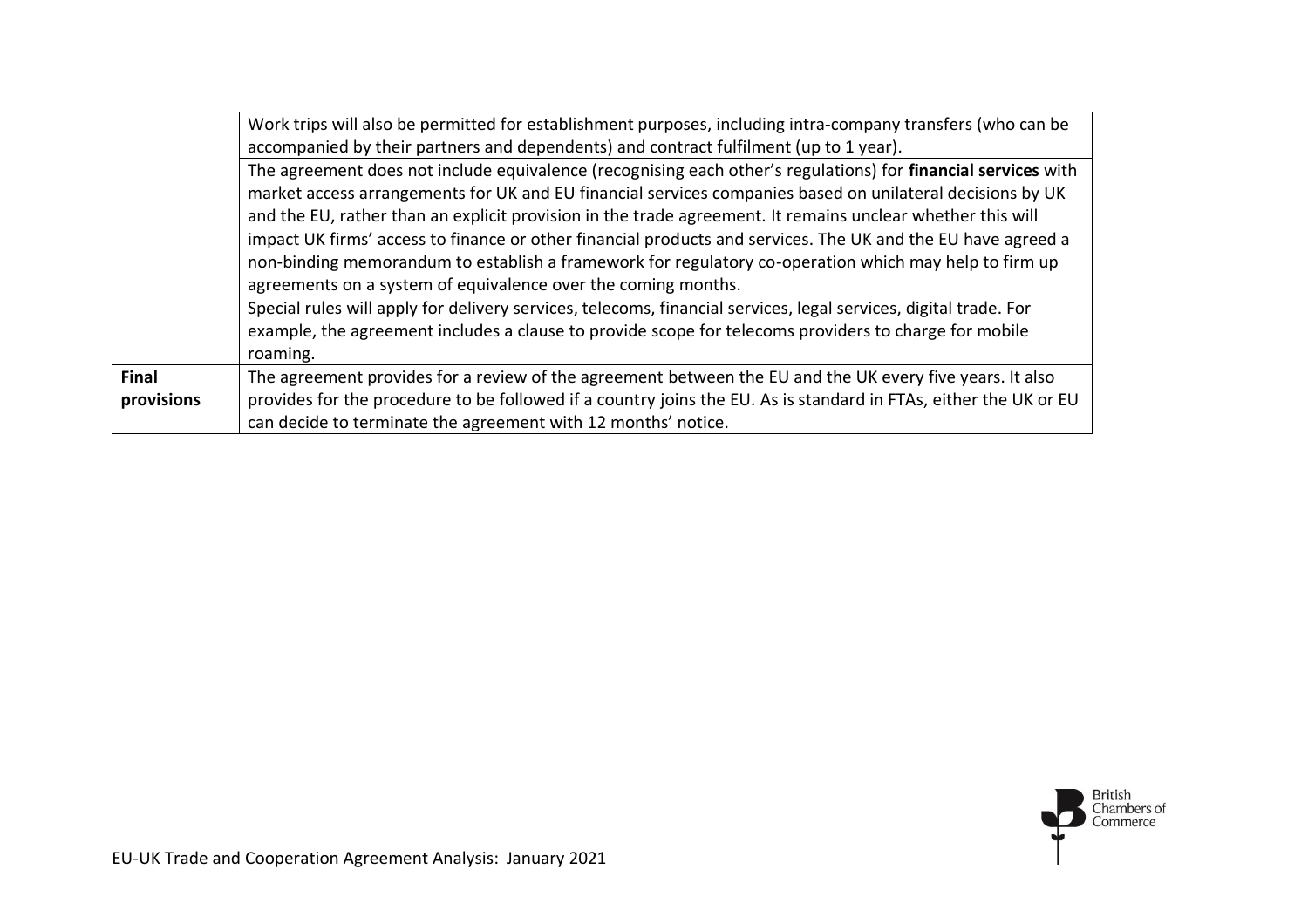| | |
|---|---|
| | Work trips will also be permitted for establishment purposes, including intra-company transfers (who can be accompanied by their partners and dependents) and contract fulfilment (up to 1 year). |
| | The agreement does not include equivalence (recognising each other's regulations) for **financial services** with market access arrangements for UK and EU financial services companies based on unilateral decisions by UK and the EU, rather than an explicit provision in the trade agreement. It remains unclear whether this will impact UK firms' access to finance or other financial products and services. The UK and the EU have agreed a non-binding memorandum to establish a framework for regulatory co-operation which may help to firm up agreements on a system of equivalence over the coming months. |
| | Special rules will apply for delivery services, telecoms, financial services, legal services, digital trade. For example, the agreement includes a clause to provide scope for telecoms providers to charge for mobile roaming. |
| **Final provisions** | The agreement provides for a review of the agreement between the EU and the UK every five years. It also provides for the procedure to be followed if a country joins the EU. As is standard in FTAs, either the UK or EU can decide to terminate the agreement with 12 months' notice. |